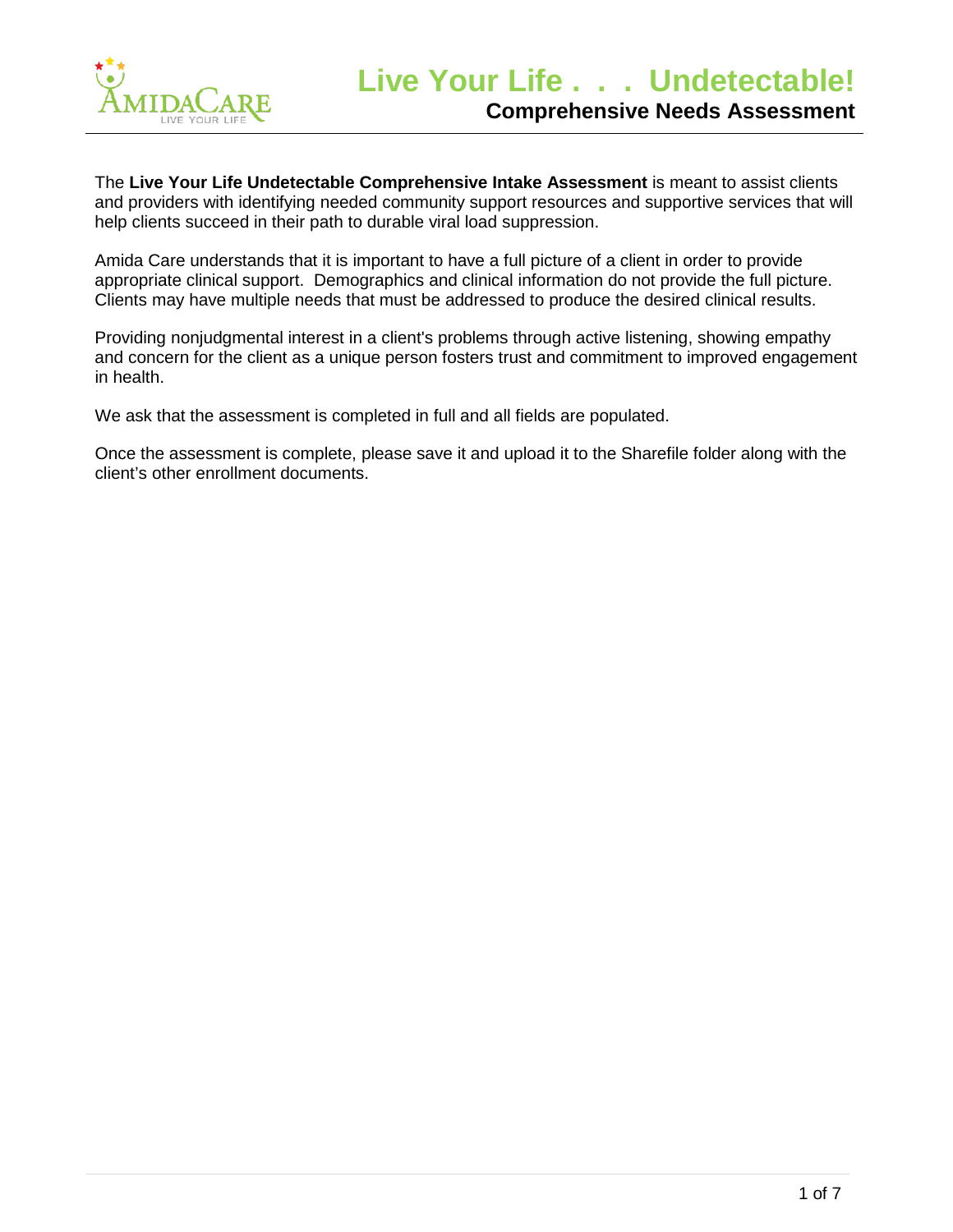# Live Your Life . . . Undetectable!

## Comprehensive Needs Assessment

The **Live Your Life Undetectable Comprehensive Intake Assessment** is meant to assist clients and providers with identifying needed community support resources and supportive services that will help clients succeed in their path to durable viral load suppression.

Amida Care understands that it is important to have a full picture of a client in order to provide appropriate clinical support. Demographics and clinical information do not provide the full picture. Clients may have multiple needs that must be addressed to produce the desired clinical results.

Providing nonjudgmental interest in a client's problems through active listening, showing empathy and concern for the client as a unique person fosters trust and commitment to improved engagement in health.

We ask that the assessment is completed in full and all fields are populated.

Once the assessment is complete, please save it and upload it to the Sharefile folder along with the client's other enrollment documents.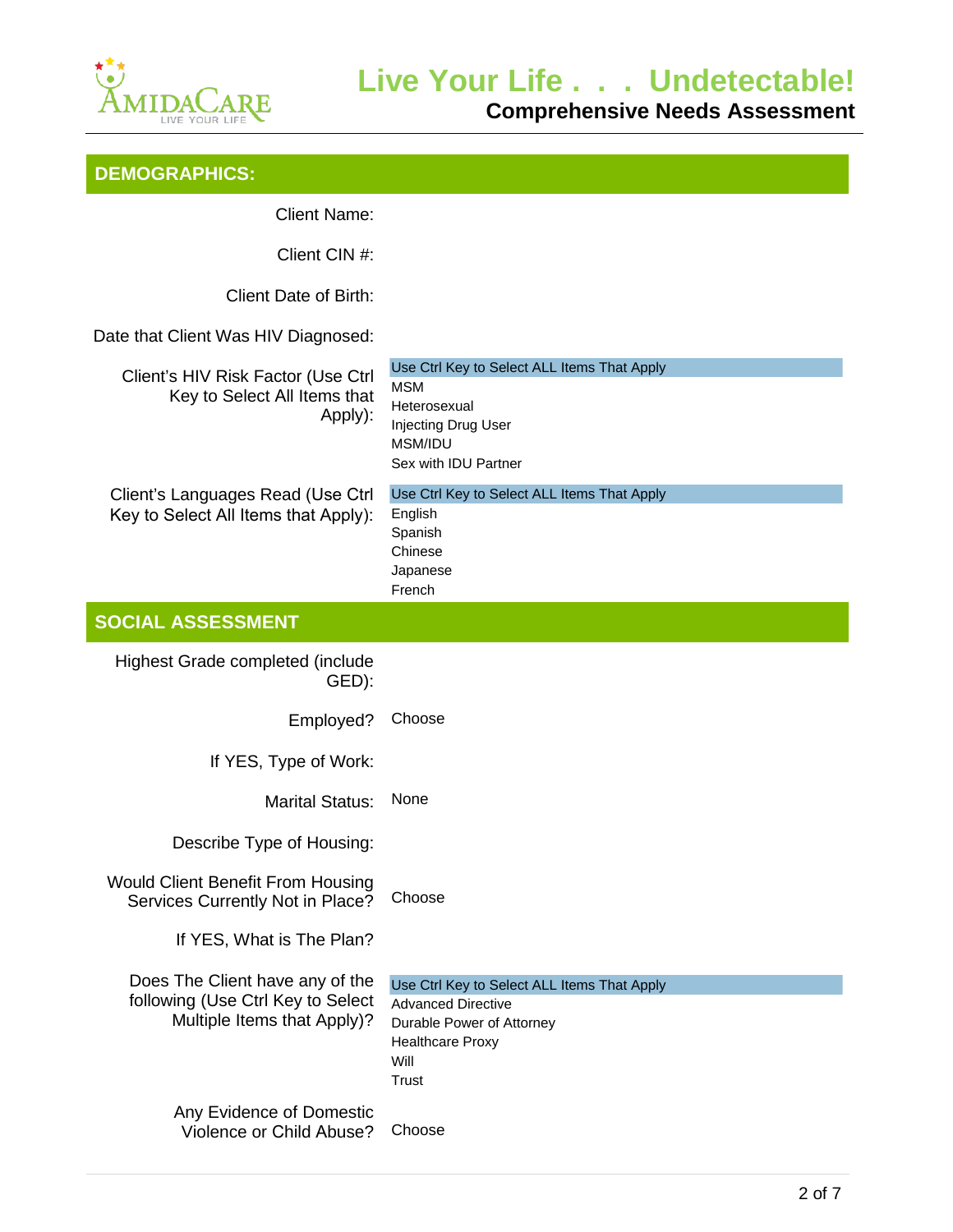**Live Your Life . . . Undetectable!**

**Comprehensive Needs Assessment**

## DEMOGRAPHICS:

Client Name:

Client CIN #:

Client Date of Birth:

Date that Client Was HIV Diagnosed:

Client's HIV Risk Factor (Use Ctrl Key to Select All Items that Apply):

Use Ctrl Key to Select ALL Items That Apply
- MSM
- Heterosexual
- Injecting Drug User
- MSM/IDU
- Sex with IDU Partner

Client's Languages Read (Use Ctrl Key to Select All Items that Apply):

Use Ctrl Key to Select ALL Items That Apply
- English
- Spanish
- Chinese
- Japanese
- French

## SOCIAL ASSESSMENT

Highest Grade completed (include GED):

Employed? Choose

If YES, Type of Work:

Marital Status: None

Describe Type of Housing:

Would Client Benefit From Housing Services Currently Not in Place? Choose

If YES, What is The Plan?

Does The Client have any of the following (Use Ctrl Key to Select Multiple Items that Apply)?

Use Ctrl Key to Select ALL Items That Apply
- Advanced Directive
- Durable Power of Attorney
- Healthcare Proxy
- Will
- Trust

Any Evidence of Domestic Violence or Child Abuse? Choose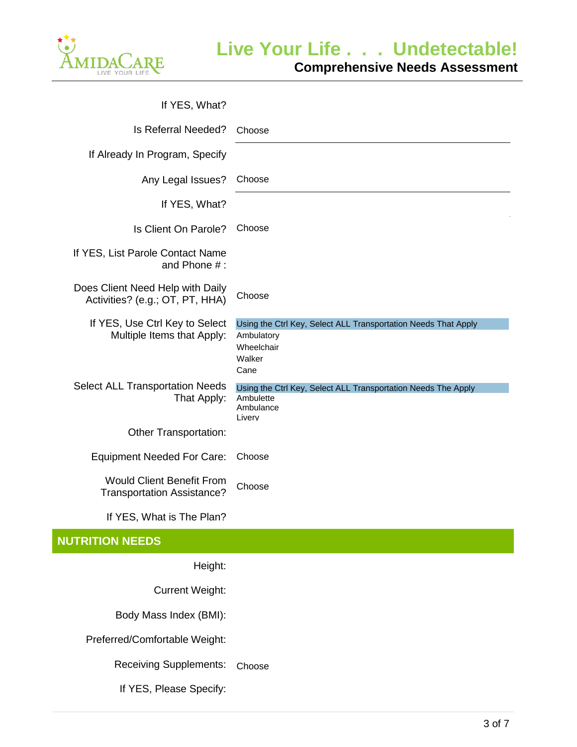| | |
|---|---|
| If YES, What? | |
| Is Referral Needed? | Choose |
| If Already In Program, Specify | |
| Any Legal Issues? | Choose |
| If YES, What? | |
| Is Client On Parole? | Choose |
| If YES, List Parole Contact Name and Phone # : | |
| Does Client Need Help with Daily Activities? (e.g.; OT, PT, HHA) | Choose |
| If YES, Use Ctrl Key to Select Multiple Items that Apply: | Using the Ctrl Key, Select ALL Transportation Needs That Apply<br>Ambulatory<br>Wheelchair<br>Walker<br>Cane |
| Select ALL Transportation Needs That Apply: | Using the Ctrl Key, Select ALL Transportation Needs The Apply<br>Ambulette<br>Ambulance<br>Livery |
| Other Transportation: | |
| Equipment Needed For Care: | Choose |
| Would Client Benefit From Transportation Assistance? | Choose |
| If YES, What is The Plan? | |

## NUTRITION NEEDS

| | |
|---|---|
| Height: | |
| Current Weight: | |
| Body Mass Index (BMI): | |
| Preferred/Comfortable Weight: | |
| Receiving Supplements: | Choose |
| If YES, Please Specify: | |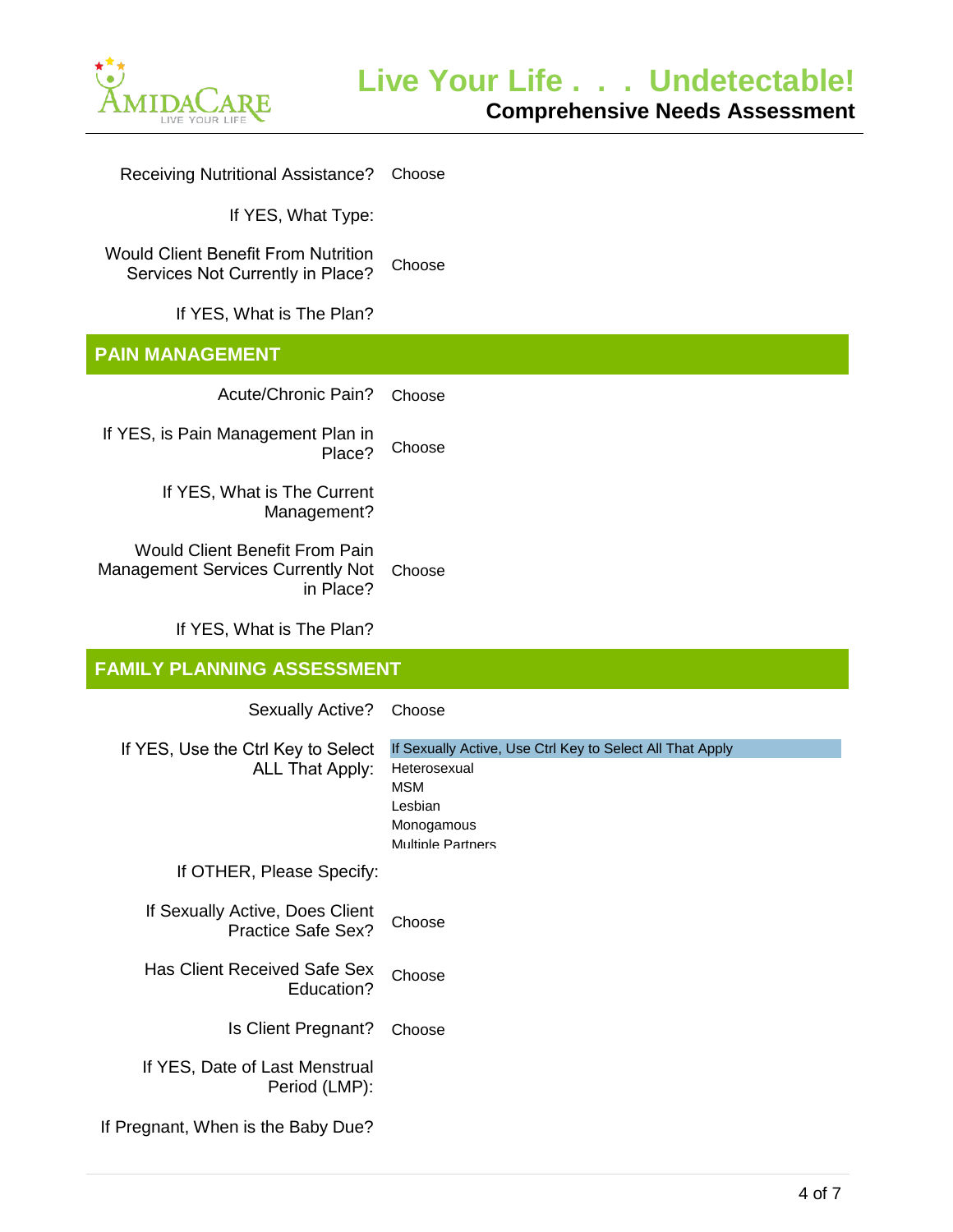Receiving Nutritional Assistance? Choose

If YES, What Type:

Would Client Benefit From Nutrition Services Not Currently in Place? Choose

If YES, What is The Plan?

## PAIN MANAGEMENT

Acute/Chronic Pain? Choose

If YES, is Pain Management Plan in Place? Choose

If YES, What is The Current Management?

Would Client Benefit From Pain Management Services Currently Not in Place? Choose

If YES, What is The Plan?

## FAMILY PLANNING ASSESSMENT

Sexually Active? Choose

If YES, Use the Ctrl Key to Select ALL That Apply:

- If Sexually Active, Use Ctrl Key to Select All That Apply
- Heterosexual
- MSM
- Lesbian
- Monogamous
- Multiple Partners

If OTHER, Please Specify:

If Sexually Active, Does Client Practice Safe Sex? Choose

Has Client Received Safe Sex Education? Choose

Is Client Pregnant? Choose

If YES, Date of Last Menstrual Period (LMP):

If Pregnant, When is the Baby Due?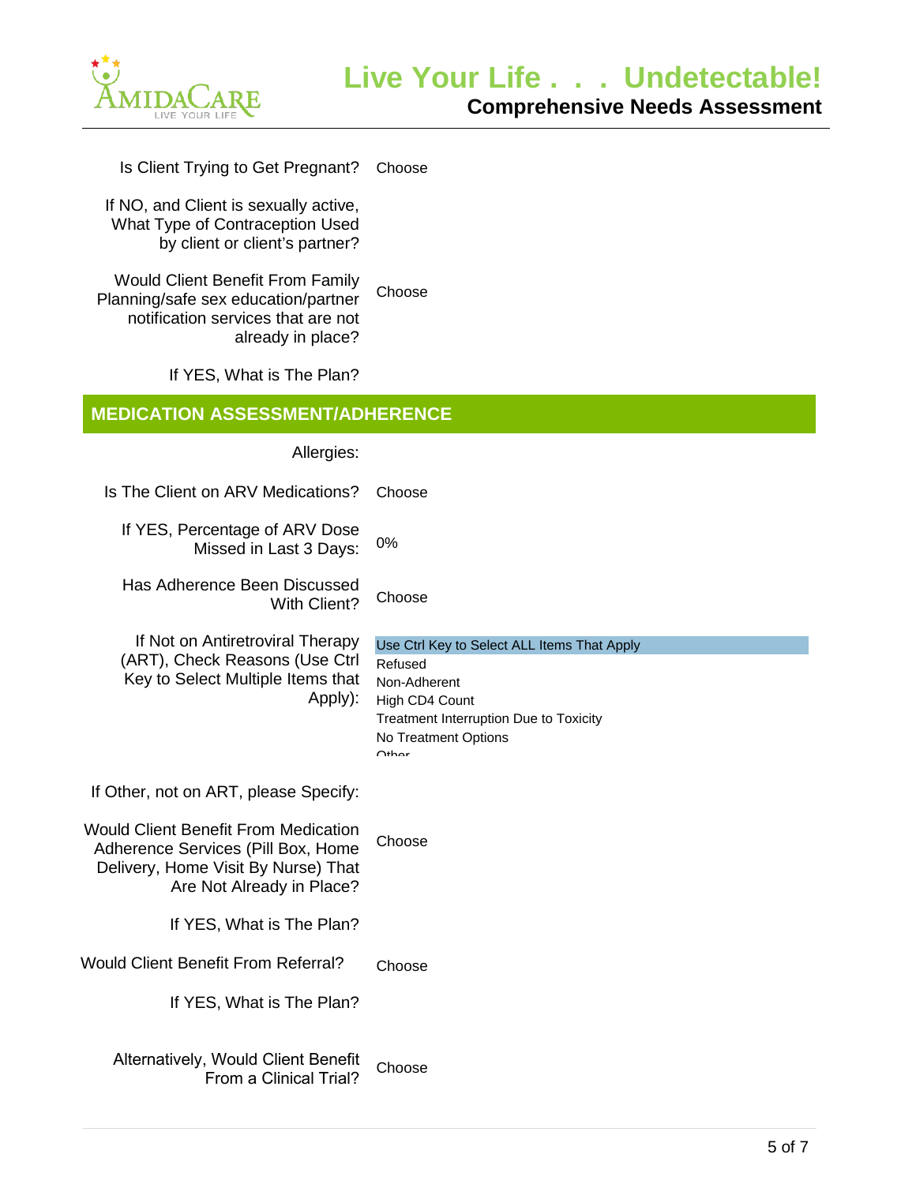| Field | Response |
| --- | --- |
| Is Client Trying to Get Pregnant? | Choose |
| If NO, and Client is sexually active, What Type of Contraception Used by client or client's partner? | |
| Would Client Benefit From Family Planning/safe sex education/partner notification services that are not already in place? | Choose |
| If YES, What is The Plan? | |

## MEDICATION ASSESSMENT/ADHERENCE

| Field | Response |
| --- | --- |
| Allergies: | |
| Is The Client on ARV Medications? | Choose |
| If YES, Percentage of ARV Dose Missed in Last 3 Days: | 0% |
| Has Adherence Been Discussed With Client? | Choose |
| If Not on Antiretroviral Therapy (ART), Check Reasons (Use Ctrl Key to Select Multiple Items that Apply): | Use Ctrl Key to Select ALL Items That Apply<br>Refused<br>Non-Adherent<br>High CD4 Count<br>Treatment Interruption Due to Toxicity<br>No Treatment Options<br>Other |
| If Other, not on ART, please Specify: | |
| Would Client Benefit From Medication Adherence Services (Pill Box, Home Delivery, Home Visit By Nurse) That Are Not Already in Place? | Choose |
| If YES, What is The Plan? | |
| Would Client Benefit From Referral? | Choose |
| If YES, What is The Plan? | |
| Alternatively, Would Client Benefit From a Clinical Trial? | Choose |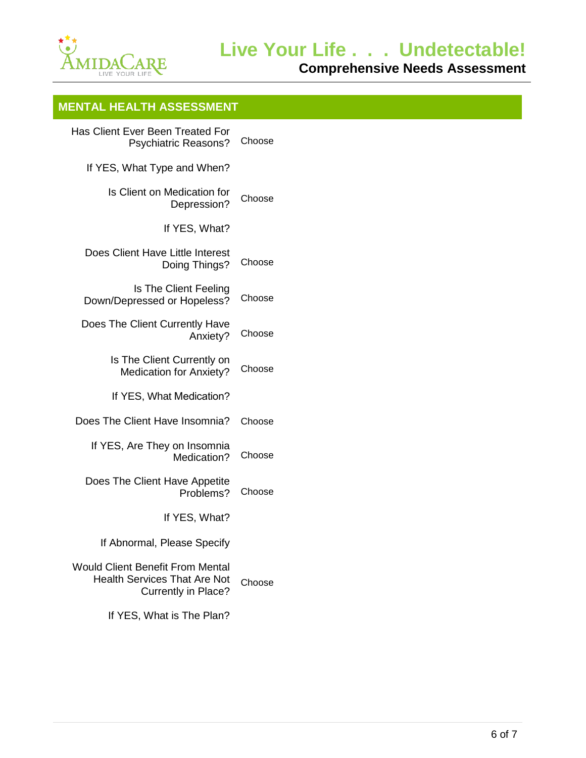## MENTAL HEALTH ASSESSMENT

| | |
|---|---|
| Has Client Ever Been Treated For Psychiatric Reasons? | Choose |
| If YES, What Type and When? | |
| Is Client on Medication for Depression? | Choose |
| If YES, What? | |
| Does Client Have Little Interest Doing Things? | Choose |
| Is The Client Feeling Down/Depressed or Hopeless? | Choose |
| Does The Client Currently Have Anxiety? | Choose |
| Is The Client Currently on Medication for Anxiety? | Choose |
| If YES, What Medication? | |
| Does The Client Have Insomnia? | Choose |
| If YES, Are They on Insomnia Medication? | Choose |
| Does The Client Have Appetite Problems? | Choose |
| If YES, What? | |
| If Abnormal, Please Specify | |
| Would Client Benefit From Mental Health Services That Are Not Currently in Place? | Choose |
| If YES, What is The Plan? | |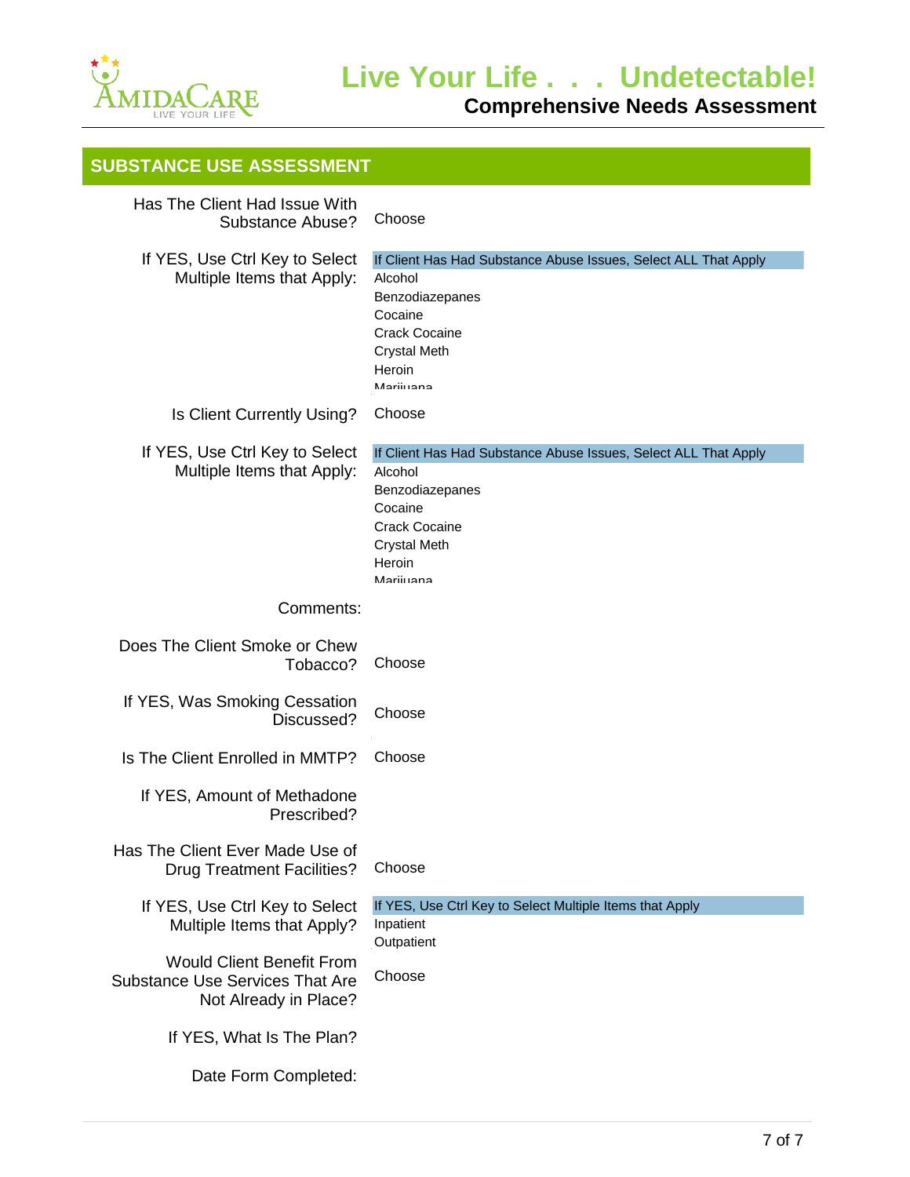## SUBSTANCE USE ASSESSMENT

| | |
|---|---|
| Has The Client Had Issue With Substance Abuse? | Choose |
| If YES, Use Ctrl Key to Select Multiple Items that Apply: | If Client Has Had Substance Abuse Issues, Select ALL That Apply<br>Alcohol<br>Benzodiazepanes<br>Cocaine<br>Crack Cocaine<br>Crystal Meth<br>Heroin<br>Marijuana |
| Is Client Currently Using? | Choose |
| If YES, Use Ctrl Key to Select Multiple Items that Apply: | If Client Has Had Substance Abuse Issues, Select ALL That Apply<br>Alcohol<br>Benzodiazepanes<br>Cocaine<br>Crack Cocaine<br>Crystal Meth<br>Heroin<br>Marijuana |
| Comments: | |
| Does The Client Smoke or Chew Tobacco? | Choose |
| If YES, Was Smoking Cessation Discussed? | Choose |
| Is The Client Enrolled in MMTP? | Choose |
| If YES, Amount of Methadone Prescribed? | |
| Has The Client Ever Made Use of Drug Treatment Facilities? | Choose |
| If YES, Use Ctrl Key to Select Multiple Items that Apply? | If YES, Use Ctrl Key to Select Multiple Items that Apply<br>Inpatient<br>Outpatient |
| Would Client Benefit From Substance Use Services That Are Not Already in Place? | Choose |
| If YES, What Is The Plan? | |
| Date Form Completed: | |